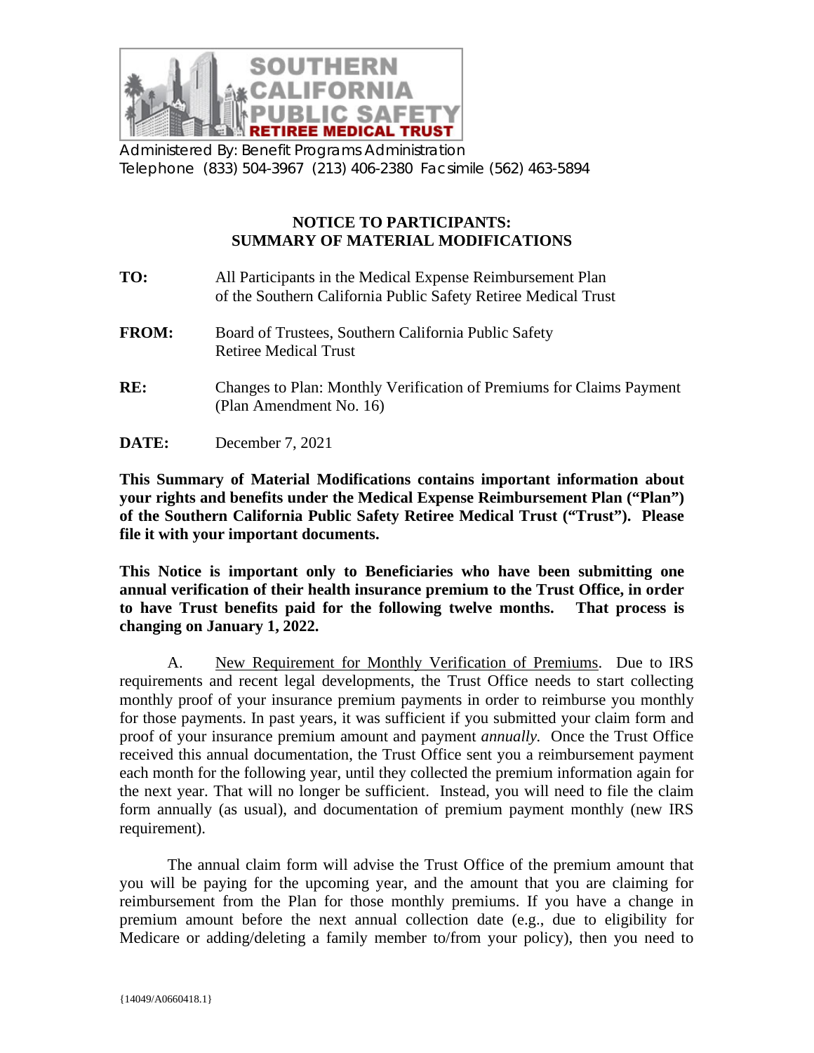SOUTHERN CALIFORNIA PUBLIC SAFETY RETIREE MEDICAL TRUST

Administered By: Benefit Programs Administration
Telephone (833) 504-3967 (213) 406-2380 Facsimile (562) 463-5894

## NOTICE TO PARTICIPANTS: SUMMARY OF MATERIAL MODIFICATIONS

**TO:** All Participants in the Medical Expense Reimbursement Plan of the Southern California Public Safety Retiree Medical Trust

**FROM:** Board of Trustees, Southern California Public Safety Retiree Medical Trust

**RE:** Changes to Plan: Monthly Verification of Premiums for Claims Payment (Plan Amendment No. 16)

**DATE:** December 7, 2021

**This Summary of Material Modifications contains important information about your rights and benefits under the Medical Expense Reimbursement Plan ("Plan") of the Southern California Public Safety Retiree Medical Trust ("Trust"). Please file it with your important documents.**

**This Notice is important only to Beneficiaries who have been submitting one annual verification of their health insurance premium to the Trust Office, in order to have Trust benefits paid for the following twelve months. That process is changing on January 1, 2022.**

A. New Requirement for Monthly Verification of Premiums. Due to IRS requirements and recent legal developments, the Trust Office needs to start collecting monthly proof of your insurance premium payments in order to reimburse you monthly for those payments. In past years, it was sufficient if you submitted your claim form and proof of your insurance premium amount and payment *annually.* Once the Trust Office received this annual documentation, the Trust Office sent you a reimbursement payment each month for the following year, until they collected the premium information again for the next year. That will no longer be sufficient. Instead, you will need to file the claim form annually (as usual), and documentation of premium payment monthly (new IRS requirement).

The annual claim form will advise the Trust Office of the premium amount that you will be paying for the upcoming year, and the amount that you are claiming for reimbursement from the Plan for those monthly premiums. If you have a change in premium amount before the next annual collection date (e.g., due to eligibility for Medicare or adding/deleting a family member to/from your policy), then you need to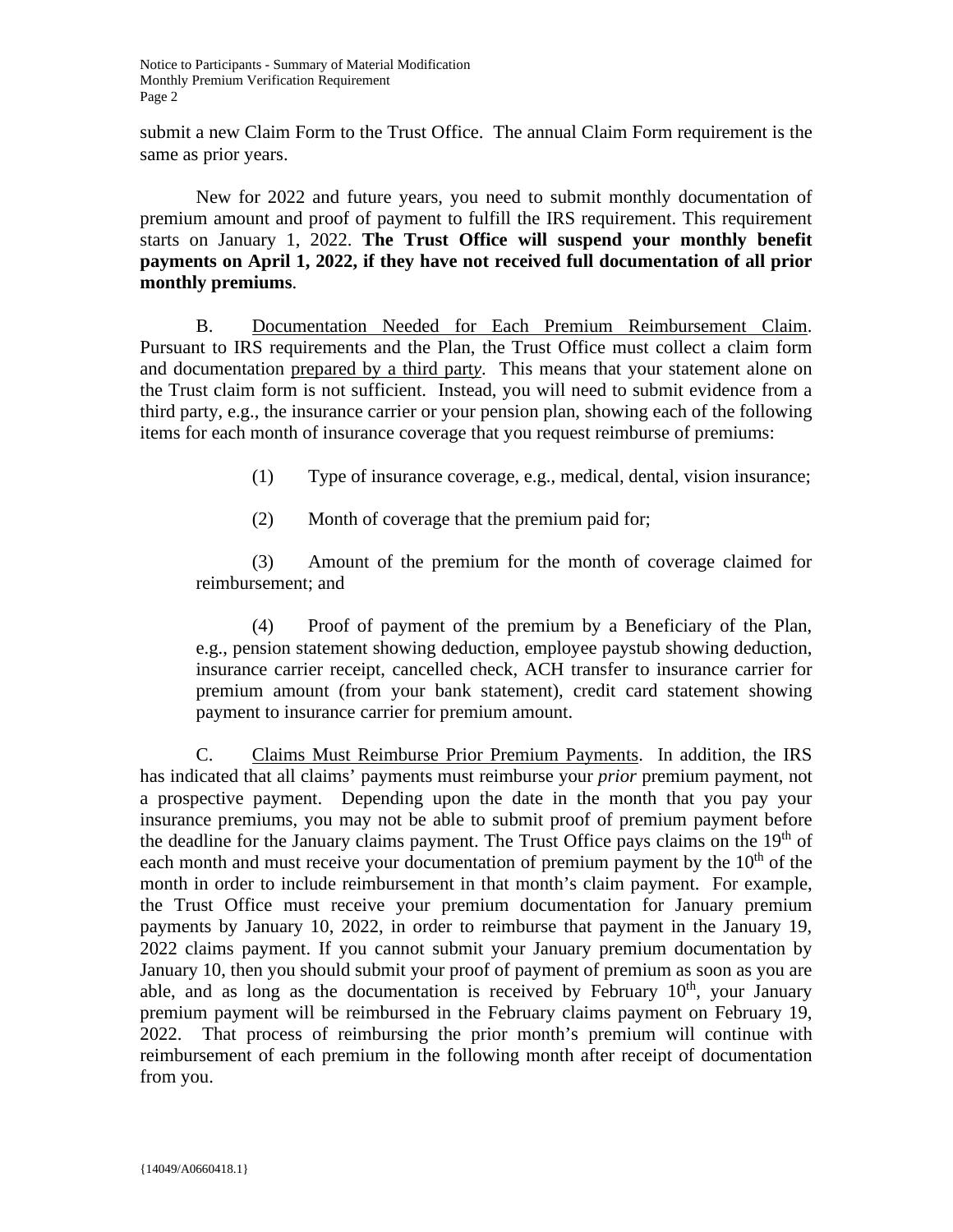submit a new Claim Form to the Trust Office. The annual Claim Form requirement is the same as prior years.

New for 2022 and future years, you need to submit monthly documentation of premium amount and proof of payment to fulfill the IRS requirement. This requirement starts on January 1, 2022. **The Trust Office will suspend your monthly benefit payments on April 1, 2022, if they have not received full documentation of all prior monthly premiums**.

B. Documentation Needed for Each Premium Reimbursement Claim. Pursuant to IRS requirements and the Plan, the Trust Office must collect a claim form and documentation prepared by a third part*y*. This means that your statement alone on the Trust claim form is not sufficient. Instead, you will need to submit evidence from a third party, e.g., the insurance carrier or your pension plan, showing each of the following items for each month of insurance coverage that you request reimburse of premiums:

(1) Type of insurance coverage, e.g., medical, dental, vision insurance;

(2) Month of coverage that the premium paid for;

(3) Amount of the premium for the month of coverage claimed for reimbursement; and

(4) Proof of payment of the premium by a Beneficiary of the Plan, e.g., pension statement showing deduction, employee paystub showing deduction, insurance carrier receipt, cancelled check, ACH transfer to insurance carrier for premium amount (from your bank statement), credit card statement showing payment to insurance carrier for premium amount.

C. Claims Must Reimburse Prior Premium Payments. In addition, the IRS has indicated that all claims' payments must reimburse your *prior* premium payment, not a prospective payment. Depending upon the date in the month that you pay your insurance premiums, you may not be able to submit proof of premium payment before the deadline for the January claims payment. The Trust Office pays claims on the 19th of each month and must receive your documentation of premium payment by the 10th of the month in order to include reimbursement in that month's claim payment. For example, the Trust Office must receive your premium documentation for January premium payments by January 10, 2022, in order to reimburse that payment in the January 19, 2022 claims payment. If you cannot submit your January premium documentation by January 10, then you should submit your proof of payment of premium as soon as you are able, and as long as the documentation is received by February 10th, your January premium payment will be reimbursed in the February claims payment on February 19, 2022. That process of reimbursing the prior month's premium will continue with reimbursement of each premium in the following month after receipt of documentation from you.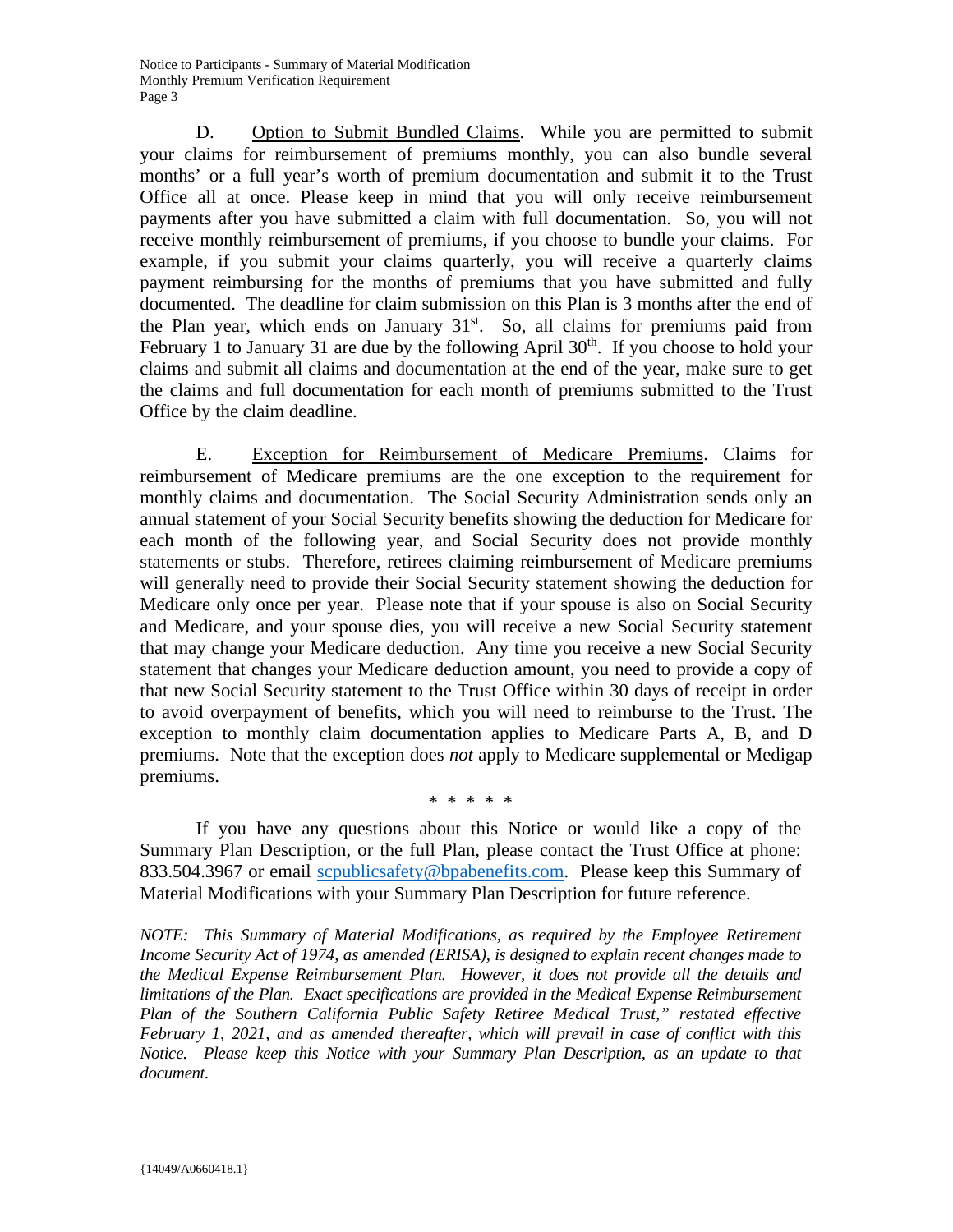D. <u>Option to Submit Bundled Claims</u>. While you are permitted to submit your claims for reimbursement of premiums monthly, you can also bundle several months' or a full year's worth of premium documentation and submit it to the Trust Office all at once. Please keep in mind that you will only receive reimbursement payments after you have submitted a claim with full documentation. So, you will not receive monthly reimbursement of premiums, if you choose to bundle your claims. For example, if you submit your claims quarterly, you will receive a quarterly claims payment reimbursing for the months of premiums that you have submitted and fully documented. The deadline for claim submission on this Plan is 3 months after the end of the Plan year, which ends on January 31st. So, all claims for premiums paid from February 1 to January 31 are due by the following April 30th. If you choose to hold your claims and submit all claims and documentation at the end of the year, make sure to get the claims and full documentation for each month of premiums submitted to the Trust Office by the claim deadline.

E. <u>Exception for Reimbursement of Medicare Premiums</u>. Claims for reimbursement of Medicare premiums are the one exception to the requirement for monthly claims and documentation. The Social Security Administration sends only an annual statement of your Social Security benefits showing the deduction for Medicare for each month of the following year, and Social Security does not provide monthly statements or stubs. Therefore, retirees claiming reimbursement of Medicare premiums will generally need to provide their Social Security statement showing the deduction for Medicare only once per year. Please note that if your spouse is also on Social Security and Medicare, and your spouse dies, you will receive a new Social Security statement that may change your Medicare deduction. Any time you receive a new Social Security statement that changes your Medicare deduction amount, you need to provide a copy of that new Social Security statement to the Trust Office within 30 days of receipt in order to avoid overpayment of benefits, which you will need to reimburse to the Trust. The exception to monthly claim documentation applies to Medicare Parts A, B, and D premiums. Note that the exception does *not* apply to Medicare supplemental or Medigap premiums.

\* \* \* \* \*

If you have any questions about this Notice or would like a copy of the Summary Plan Description, or the full Plan, please contact the Trust Office at phone: 833.504.3967 or email scpublicsafety@bpabenefits.com. Please keep this Summary of Material Modifications with your Summary Plan Description for future reference.

*NOTE: This Summary of Material Modifications, as required by the Employee Retirement Income Security Act of 1974, as amended (ERISA), is designed to explain recent changes made to the Medical Expense Reimbursement Plan. However, it does not provide all the details and limitations of the Plan. Exact specifications are provided in the Medical Expense Reimbursement Plan of the Southern California Public Safety Retiree Medical Trust," restated effective February 1, 2021, and as amended thereafter, which will prevail in case of conflict with this Notice. Please keep this Notice with your Summary Plan Description, as an update to that document.*

{14049/A0660418.1}